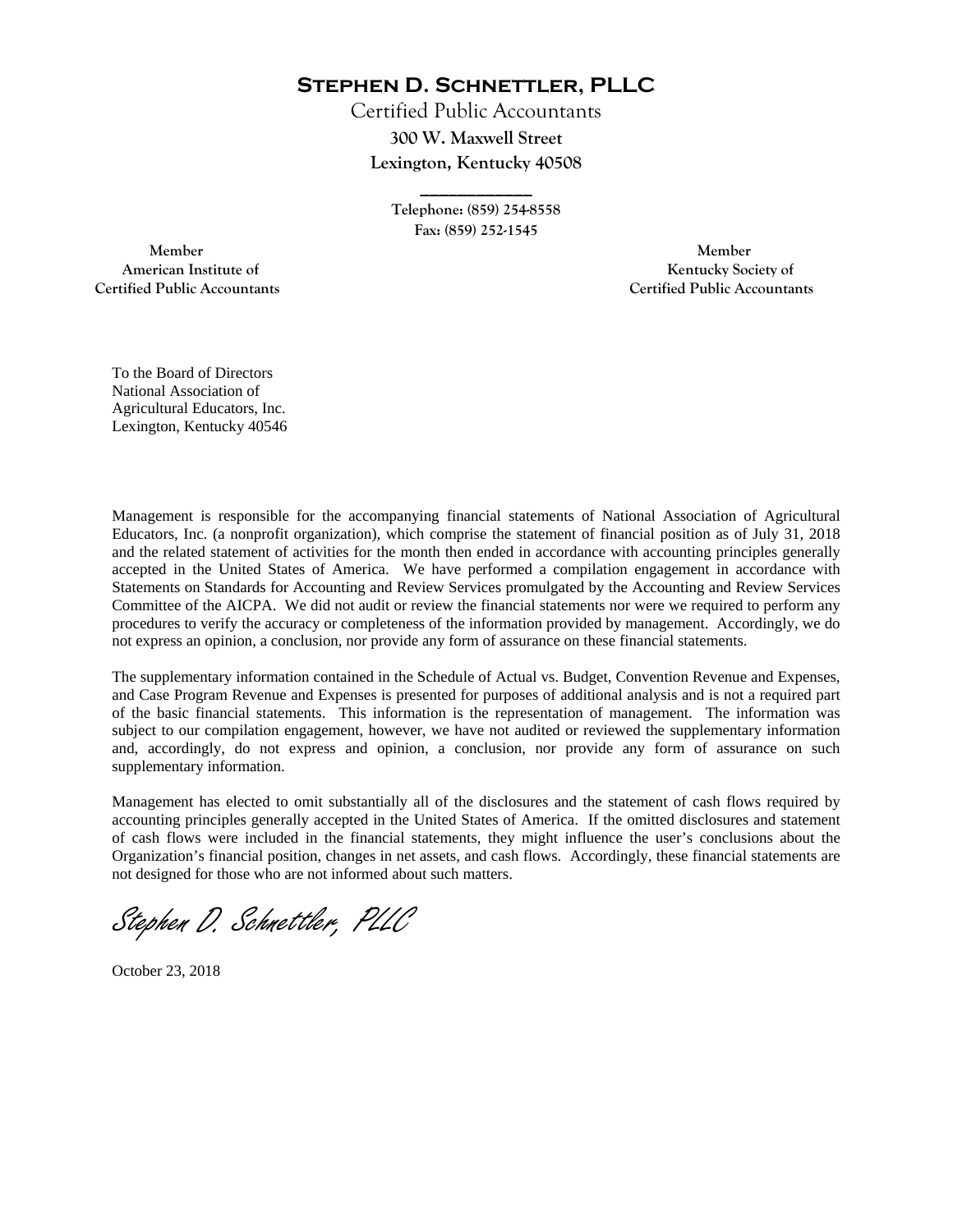# Stephen D. Schnettler, PLLC

Certified Public Accountants

**300 W. Maxwell Street**

**Lexington, Kentucky 40508**

---

**Telephone: (859) 254-8558**

**Fax: (859) 252-1545**

**Member**
**American Institute of**
**Certified Public Accountants**

**Member**
**Kentucky Society of**
**Certified Public Accountants**

To the Board of Directors
National Association of
Agricultural Educators, Inc.
Lexington, Kentucky 40546

Management is responsible for the accompanying financial statements of National Association of Agricultural Educators, Inc. (a nonprofit organization), which comprise the statement of financial position as of July 31, 2018 and the related statement of activities for the month then ended in accordance with accounting principles generally accepted in the United States of America. We have performed a compilation engagement in accordance with Statements on Standards for Accounting and Review Services promulgated by the Accounting and Review Services Committee of the AICPA. We did not audit or review the financial statements nor were we required to perform any procedures to verify the accuracy or completeness of the information provided by management. Accordingly, we do not express an opinion, a conclusion, nor provide any form of assurance on these financial statements.

The supplementary information contained in the Schedule of Actual vs. Budget, Convention Revenue and Expenses, and Case Program Revenue and Expenses is presented for purposes of additional analysis and is not a required part of the basic financial statements. This information is the representation of management. The information was subject to our compilation engagement, however, we have not audited or reviewed the supplementary information and, accordingly, do not express and opinion, a conclusion, nor provide any form of assurance on such supplementary information.

Management has elected to omit substantially all of the disclosures and the statement of cash flows required by accounting principles generally accepted in the United States of America. If the omitted disclosures and statement of cash flows were included in the financial statements, they might influence the user's conclusions about the Organization's financial position, changes in net assets, and cash flows. Accordingly, these financial statements are not designed for those who are not informed about such matters.

*Stephen D. Schnettler, PLLC*

October 23, 2018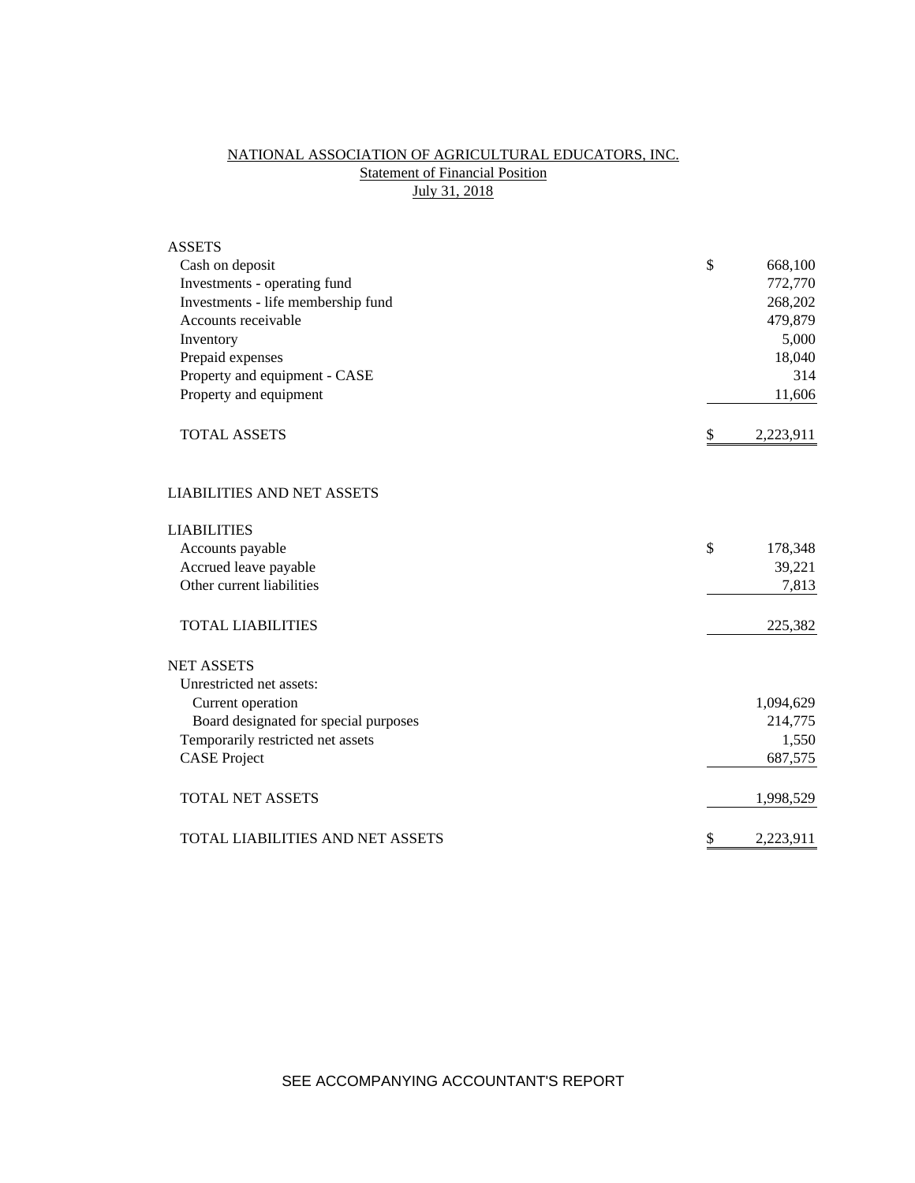# NATIONAL ASSOCIATION OF AGRICULTURAL EDUCATORS, INC.

## Statement of Financial Position

### July 31, 2018

| | |
|---|---|
| **ASSETS** | |
| Cash on deposit | $ 668,100 |
| Investments - operating fund | 772,770 |
| Investments - life membership fund | 268,202 |
| Accounts receivable | 479,879 |
| Inventory | 5,000 |
| Prepaid expenses | 18,040 |
| Property and equipment - CASE | 314 |
| Property and equipment | 11,606 |
| TOTAL ASSETS | $ 2,223,911 |
| | |
| **LIABILITIES AND NET ASSETS** | |
| | |
| **LIABILITIES** | |
| Accounts payable | $ 178,348 |
| Accrued leave payable | 39,221 |
| Other current liabilities | 7,813 |
| TOTAL LIABILITIES | 225,382 |
| | |
| **NET ASSETS** | |
| Unrestricted net assets: | |
| Current operation | 1,094,629 |
| Board designated for special purposes | 214,775 |
| Temporarily restricted net assets | 1,550 |
| CASE Project | 687,575 |
| TOTAL NET ASSETS | 1,998,529 |
| | |
| TOTAL LIABILITIES AND NET ASSETS | $ 2,223,911 |

SEE ACCOMPANYING ACCOUNTANT'S REPORT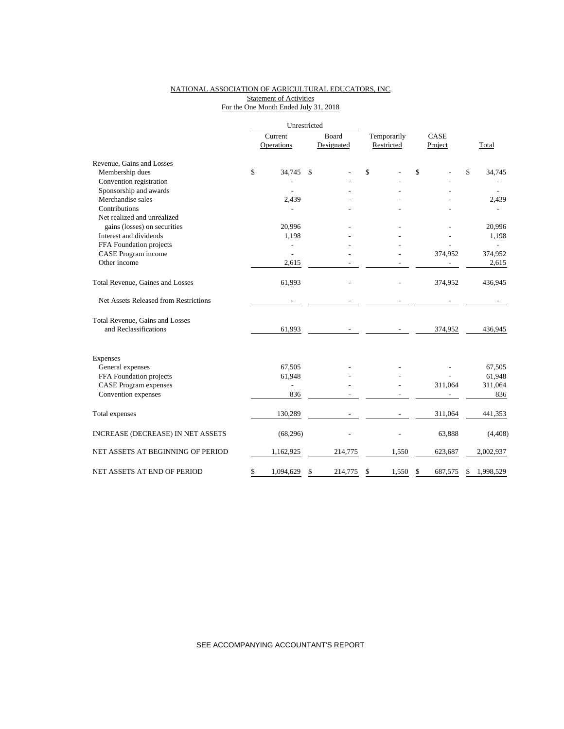NATIONAL ASSOCIATION OF AGRICULTURAL EDUCATORS, INC.
Statement of Activities
For the One Month Ended July 31, 2018

| | Unrestricted | | | | |
|---|---|---|---|---|---|
| | Current Operations | Board Designated | Temporarily Restricted | CASE Project | Total |
| Revenue, Gains and Losses | | | | | |
| Membership dues | $ 34,745 | $ - | $ - | $ - | $ 34,745 |
| Convention registration | - | - | - | - | - |
| Sponsorship and awards | - | - | - | - | - |
| Merchandise sales | 2,439 | - | - | - | 2,439 |
| Contributions | - | - | - | - | - |
| Net realized and unrealized gains (losses) on securities | 20,996 | - | - | - | 20,996 |
| Interest and dividends | 1,198 | - | - | - | 1,198 |
| FFA Foundation projects | - | - | - | - | - |
| CASE Program income | - | - | - | 374,952 | 374,952 |
| Other income | 2,615 | - | - | - | 2,615 |
| Total Revenue, Gaines and Losses | 61,993 | - | - | 374,952 | 436,945 |
| Net Assets Released from Restrictions | - | - | - | - | - |
| Total Revenue, Gains and Losses and Reclassifications | 61,993 | - | - | 374,952 | 436,945 |
| Expenses | | | | | |
| General expenses | 67,505 | - | - | - | 67,505 |
| FFA Foundation projects | 61,948 | - | - | - | 61,948 |
| CASE Program expenses | - | - | - | 311,064 | 311,064 |
| Convention expenses | 836 | - | - | - | 836 |
| Total expenses | 130,289 | - | - | 311,064 | 441,353 |
| INCREASE (DECREASE) IN NET ASSETS | (68,296) | - | - | 63,888 | (4,408) |
| NET ASSETS AT BEGINNING OF PERIOD | 1,162,925 | 214,775 | 1,550 | 623,687 | 2,002,937 |
| NET ASSETS AT END OF PERIOD | $ 1,094,629 | $ 214,775 | $ 1,550 | $ 687,575 | $ 1,998,529 |

SEE ACCOMPANYING ACCOUNTANT'S REPORT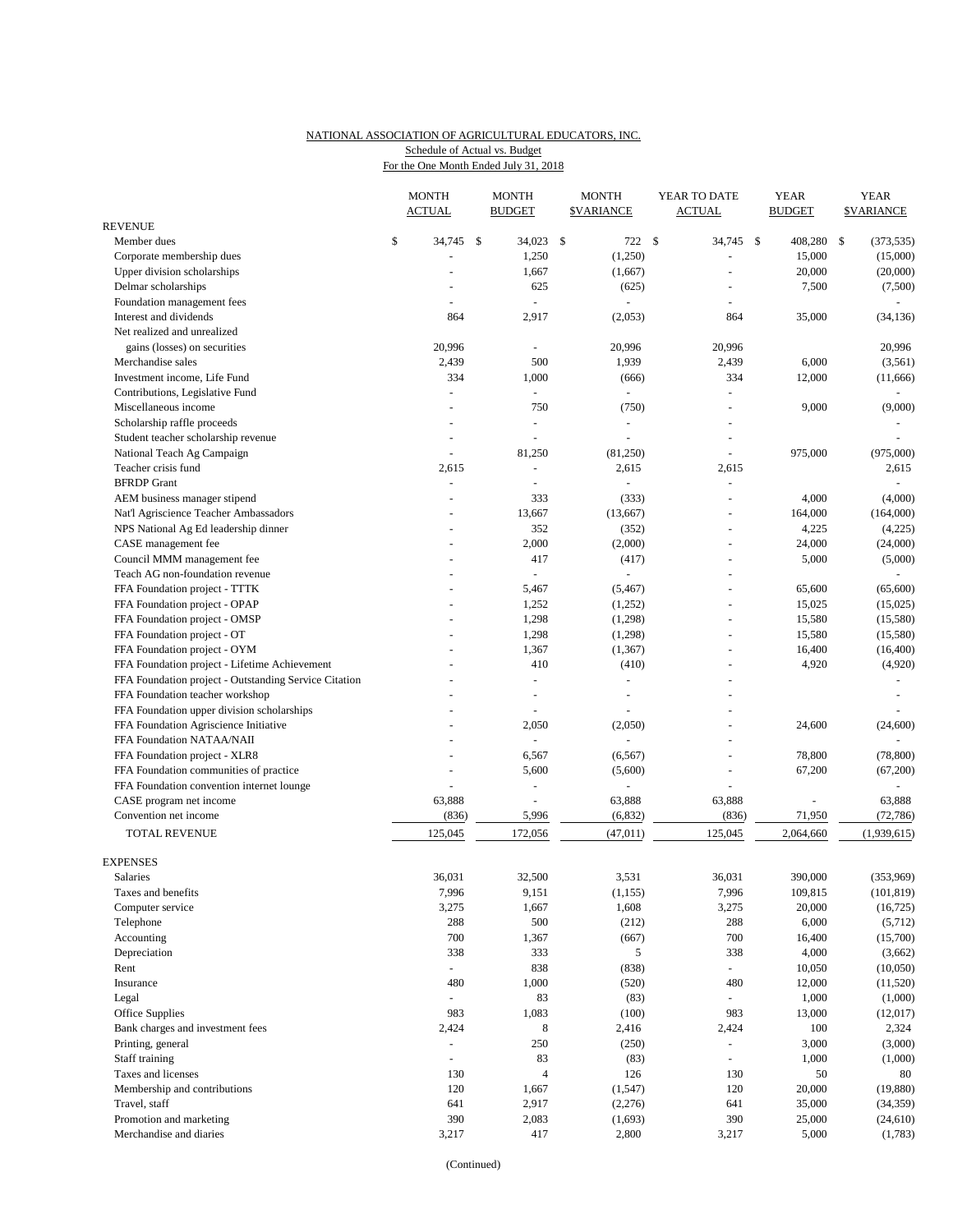NATIONAL ASSOCIATION OF AGRICULTURAL EDUCATORS, INC.
Schedule of Actual vs. Budget
For the One Month Ended July 31, 2018

| | MONTH ACTUAL | MONTH BUDGET | MONTH $VARIANCE | YEAR TO DATE ACTUAL | YEAR BUDGET | YEAR $VARIANCE |
|---|---|---|---|---|---|---|
| **REVENUE** | | | | | | |
| Member dues | $ 34,745 | $ 34,023 | $ 722 | $ 34,745 | $ 408,280 | $ (373,535) |
| Corporate membership dues | - | 1,250 | (1,250) | - | 15,000 | (15,000) |
| Upper division scholarships | - | 1,667 | (1,667) | - | 20,000 | (20,000) |
| Delmar scholarships | - | 625 | (625) | - | 7,500 | (7,500) |
| Foundation management fees | - | - | - | - | | - |
| Interest and dividends | 864 | 2,917 | (2,053) | 864 | 35,000 | (34,136) |
| Net realized and unrealized gains (losses) on securities | 20,996 | - | 20,996 | 20,996 | | 20,996 |
| Merchandise sales | 2,439 | 500 | 1,939 | 2,439 | 6,000 | (3,561) |
| Investment income, Life Fund | 334 | 1,000 | (666) | 334 | 12,000 | (11,666) |
| Contributions, Legislative Fund | - | - | - | - | | - |
| Miscellaneous income | - | 750 | (750) | - | 9,000 | (9,000) |
| Scholarship raffle proceeds | - | - | - | - | | - |
| Student teacher scholarship revenue | - | - | - | - | | - |
| National Teach Ag Campaign | - | 81,250 | (81,250) | - | 975,000 | (975,000) |
| Teacher crisis fund | 2,615 | - | 2,615 | 2,615 | | 2,615 |
| BFRDP Grant | - | - | - | - | | - |
| AEM business manager stipend | - | 333 | (333) | - | 4,000 | (4,000) |
| Nat'l Agriscience Teacher Ambassadors | - | 13,667 | (13,667) | - | 164,000 | (164,000) |
| NPS National Ag Ed leadership dinner | - | 352 | (352) | - | 4,225 | (4,225) |
| CASE management fee | - | 2,000 | (2,000) | - | 24,000 | (24,000) |
| Council MMM management fee | - | 417 | (417) | - | 5,000 | (5,000) |
| Teach AG non-foundation revenue | - | - | - | - | | - |
| FFA Foundation project - TTTK | - | 5,467 | (5,467) | - | 65,600 | (65,600) |
| FFA Foundation project - OPAP | - | 1,252 | (1,252) | - | 15,025 | (15,025) |
| FFA Foundation project - OMSP | - | 1,298 | (1,298) | - | 15,580 | (15,580) |
| FFA Foundation project - OT | - | 1,298 | (1,298) | - | 15,580 | (15,580) |
| FFA Foundation project - OYM | - | 1,367 | (1,367) | - | 16,400 | (16,400) |
| FFA Foundation project - Lifetime Achievement | - | 410 | (410) | - | 4,920 | (4,920) |
| FFA Foundation project - Outstanding Service Citation | - | - | - | - | | - |
| FFA Foundation teacher workshop | - | - | - | - | | - |
| FFA Foundation upper division scholarships | - | - | - | - | | - |
| FFA Foundation Agriscience Initiative | - | 2,050 | (2,050) | - | 24,600 | (24,600) |
| FFA Foundation NATAA/NAII | - | - | - | - | | - |
| FFA Foundation project - XLR8 | - | 6,567 | (6,567) | - | 78,800 | (78,800) |
| FFA Foundation communities of practice | - | 5,600 | (5,600) | - | 67,200 | (67,200) |
| FFA Foundation convention internet lounge | - | - | - | - | | - |
| CASE program net income | 63,888 | - | 63,888 | 63,888 | - | 63,888 |
| Convention net income | (836) | 5,996 | (6,832) | (836) | 71,950 | (72,786) |
| TOTAL REVENUE | 125,045 | 172,056 | (47,011) | 125,045 | 2,064,660 | (1,939,615) |
| **EXPENSES** | | | | | | |
| Salaries | 36,031 | 32,500 | 3,531 | 36,031 | 390,000 | (353,969) |
| Taxes and benefits | 7,996 | 9,151 | (1,155) | 7,996 | 109,815 | (101,819) |
| Computer service | 3,275 | 1,667 | 1,608 | 3,275 | 20,000 | (16,725) |
| Telephone | 288 | 500 | (212) | 288 | 6,000 | (5,712) |
| Accounting | 700 | 1,367 | (667) | 700 | 16,400 | (15,700) |
| Depreciation | 338 | 333 | 5 | 338 | 4,000 | (3,662) |
| Rent | - | 838 | (838) | - | 10,050 | (10,050) |
| Insurance | 480 | 1,000 | (520) | 480 | 12,000 | (11,520) |
| Legal | - | 83 | (83) | - | 1,000 | (1,000) |
| Office Supplies | 983 | 1,083 | (100) | 983 | 13,000 | (12,017) |
| Bank charges and investment fees | 2,424 | 8 | 2,416 | 2,424 | 100 | 2,324 |
| Printing, general | - | 250 | (250) | - | 3,000 | (3,000) |
| Staff training | - | 83 | (83) | - | 1,000 | (1,000) |
| Taxes and licenses | 130 | 4 | 126 | 130 | 50 | 80 |
| Membership and contributions | 120 | 1,667 | (1,547) | 120 | 20,000 | (19,880) |
| Travel, staff | 641 | 2,917 | (2,276) | 641 | 35,000 | (34,359) |
| Promotion and marketing | 390 | 2,083 | (1,693) | 390 | 25,000 | (24,610) |
| Merchandise and diaries | 3,217 | 417 | 2,800 | 3,217 | 5,000 | (1,783) |

(Continued)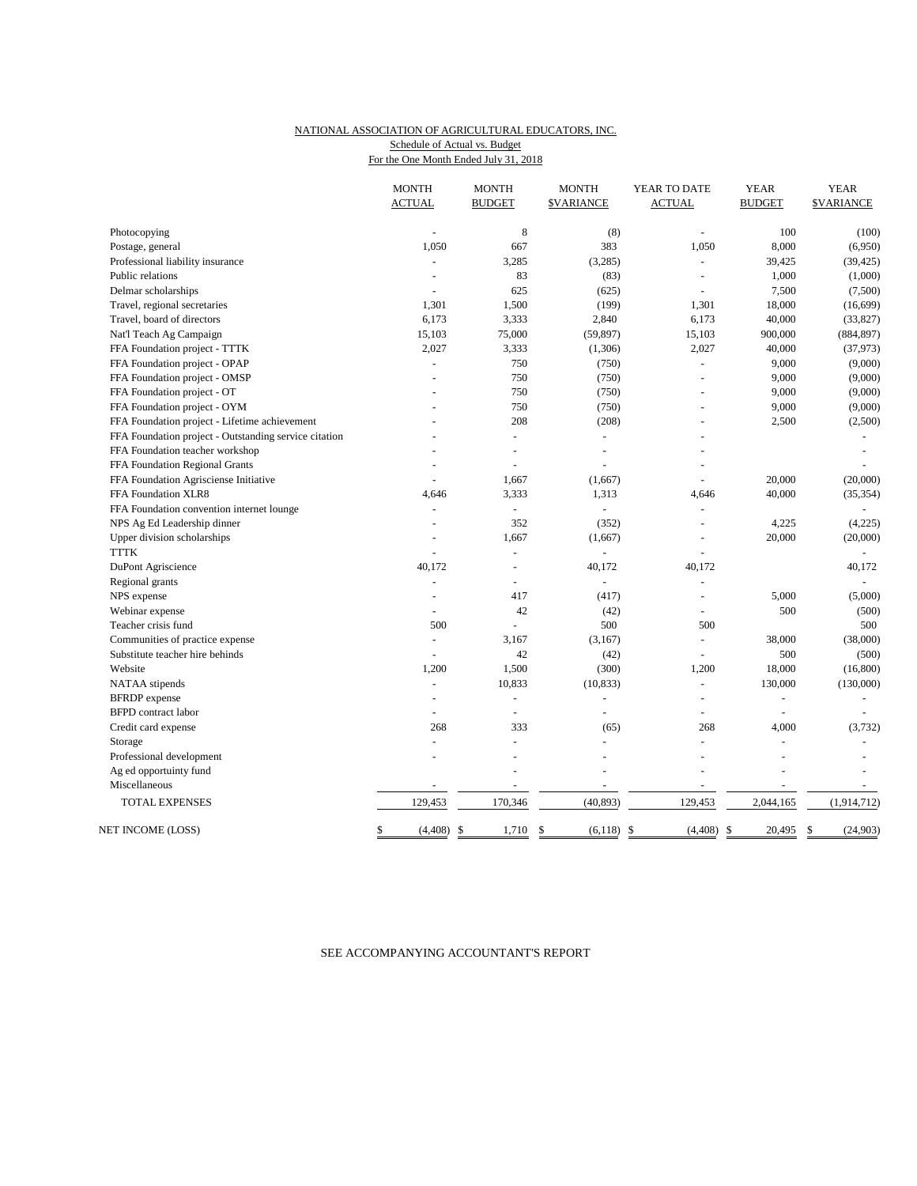NATIONAL ASSOCIATION OF AGRICULTURAL EDUCATORS, INC.

Schedule of Actual vs. Budget

For the One Month Ended July 31, 2018

| | MONTH ACTUAL | MONTH BUDGET | MONTH $VARIANCE | YEAR TO DATE ACTUAL | YEAR BUDGET | YEAR $VARIANCE |
|---|---|---|---|---|---|---|
| Photocopying | - | 8 | (8) | - | 100 | (100) |
| Postage, general | 1,050 | 667 | 383 | 1,050 | 8,000 | (6,950) |
| Professional liability insurance | - | 3,285 | (3,285) | - | 39,425 | (39,425) |
| Public relations | - | 83 | (83) | - | 1,000 | (1,000) |
| Delmar scholarships | - | 625 | (625) | - | 7,500 | (7,500) |
| Travel, regional secretaries | 1,301 | 1,500 | (199) | 1,301 | 18,000 | (16,699) |
| Travel, board of directors | 6,173 | 3,333 | 2,840 | 6,173 | 40,000 | (33,827) |
| Nat'l Teach Ag Campaign | 15,103 | 75,000 | (59,897) | 15,103 | 900,000 | (884,897) |
| FFA Foundation project - TTTK | 2,027 | 3,333 | (1,306) | 2,027 | 40,000 | (37,973) |
| FFA Foundation project - OPAP | - | 750 | (750) | - | 9,000 | (9,000) |
| FFA Foundation project - OMSP | - | 750 | (750) | - | 9,000 | (9,000) |
| FFA Foundation project - OT | - | 750 | (750) | - | 9,000 | (9,000) |
| FFA Foundation project - OYM | - | 750 | (750) | - | 9,000 | (9,000) |
| FFA Foundation project - Lifetime achievement | - | 208 | (208) | - | 2,500 | (2,500) |
| FFA Foundation project - Outstanding service citation | - | - | - | - | | - |
| FFA Foundation teacher workshop | - | - | - | - | | - |
| FFA Foundation Regional Grants | - | - | - | - | | - |
| FFA Foundation Agrisciense Initiative | - | 1,667 | (1,667) | - | 20,000 | (20,000) |
| FFA Foundation XLR8 | 4,646 | 3,333 | 1,313 | 4,646 | 40,000 | (35,354) |
| FFA Foundation convention internet lounge | - | - | - | - | | - |
| NPS Ag Ed Leadership dinner | - | 352 | (352) | - | 4,225 | (4,225) |
| Upper division scholarships | - | 1,667 | (1,667) | - | 20,000 | (20,000) |
| TTTK | - | - | - | - | | - |
| DuPont Agriscience | 40,172 | - | 40,172 | 40,172 | | 40,172 |
| Regional grants | - | - | - | - | | - |
| NPS expense | - | 417 | (417) | - | 5,000 | (5,000) |
| Webinar expense | - | 42 | (42) | - | 500 | (500) |
| Teacher crisis fund | 500 | - | 500 | 500 | | 500 |
| Communities of practice expense | - | 3,167 | (3,167) | - | 38,000 | (38,000) |
| Substitute teacher hire behinds | - | 42 | (42) | - | 500 | (500) |
| Website | 1,200 | 1,500 | (300) | 1,200 | 18,000 | (16,800) |
| NATAA stipends | - | 10,833 | (10,833) | - | 130,000 | (130,000) |
| BFRDP expense | - | - | - | - | - | - |
| BFPD contract labor | - | - | - | - | - | - |
| Credit card expense | 268 | 333 | (65) | 268 | 4,000 | (3,732) |
| Storage | - | - | - | - | - | - |
| Professional development | - | - | - | - | - | - |
| Ag ed opportuinty fund | | - | - | - | - | - |
| Miscellaneous | - | - | - | - | - | - |
| TOTAL EXPENSES | 129,453 | 170,346 | (40,893) | 129,453 | 2,044,165 | (1,914,712) |
| NET INCOME (LOSS) | $ (4,408) | $ 1,710 | $ (6,118) | $ (4,408) | $ 20,495 | $ (24,903) |

SEE ACCOMPANYING ACCOUNTANT'S REPORT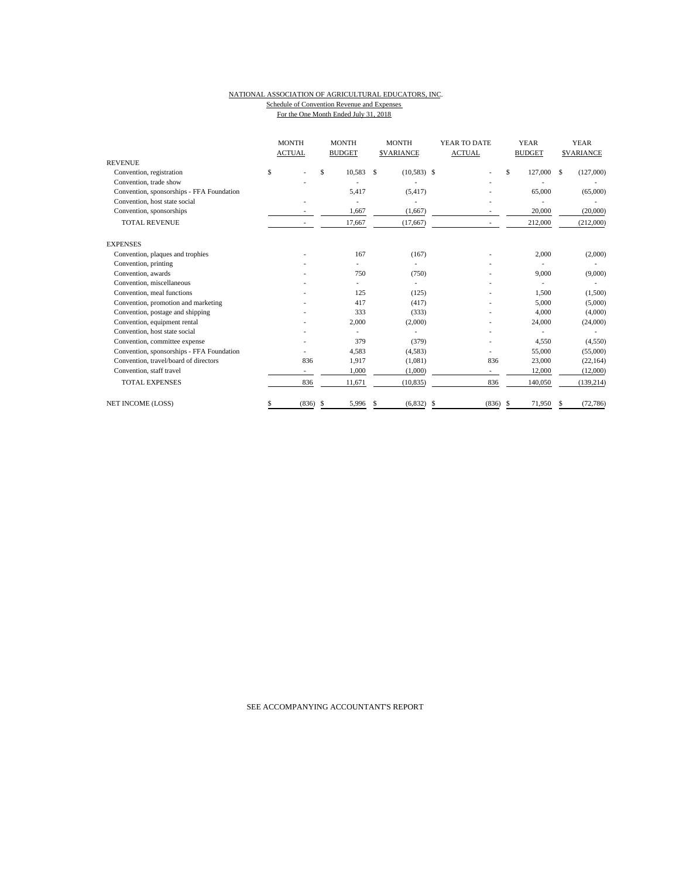NATIONAL ASSOCIATION OF AGRICULTURAL EDUCATORS, INC.

Schedule of Convention Revenue and Expenses

For the One Month Ended July 31, 2018

| | MONTH ACTUAL | MONTH BUDGET | MONTH $VARIANCE | YEAR TO DATE ACTUAL | YEAR BUDGET | YEAR $VARIANCE |
|---|---|---|---|---|---|---|
| REVENUE | | | | | | |
| Convention, registration | $ - | $ 10,583 | $ (10,583) | $ - | $ 127,000 | $ (127,000) |
| Convention, trade show | - | - | - | - | - | - |
| Convention, sponsorships - FFA Foundation | | 5,417 | (5,417) | - | 65,000 | (65,000) |
| Convention, host state social | - | - | - | - | - | - |
| Convention, sponsorships | - | 1,667 | (1,667) | - | 20,000 | (20,000) |
| TOTAL REVENUE | - | 17,667 | (17,667) | - | 212,000 | (212,000) |
| EXPENSES | | | | | | |
| Convention, plaques and trophies | - | 167 | (167) | - | 2,000 | (2,000) |
| Convention, printing | - | - | - | - | - | - |
| Convention, awards | - | 750 | (750) | - | 9,000 | (9,000) |
| Convention, miscellaneous | - | - | - | - | - | - |
| Convention, meal functions | - | 125 | (125) | - | 1,500 | (1,500) |
| Convention, promotion and marketing | - | 417 | (417) | - | 5,000 | (5,000) |
| Convention, postage and shipping | - | 333 | (333) | - | 4,000 | (4,000) |
| Convention, equipment rental | - | 2,000 | (2,000) | - | 24,000 | (24,000) |
| Convention, host state social | - | - | - | - | - | - |
| Convention, committee expense | - | 379 | (379) | - | 4,550 | (4,550) |
| Convention, sponsorships - FFA Foundation | - | 4,583 | (4,583) | - | 55,000 | (55,000) |
| Convention, travel/board of directors | 836 | 1,917 | (1,081) | 836 | 23,000 | (22,164) |
| Convention, staff travel | - | 1,000 | (1,000) | - | 12,000 | (12,000) |
| TOTAL EXPENSES | 836 | 11,671 | (10,835) | 836 | 140,050 | (139,214) |
| NET INCOME (LOSS) | $ (836) | $ 5,996 | $ (6,832) | $ (836) | $ 71,950 | $ (72,786) |

SEE ACCOMPANYING ACCOUNTANT'S REPORT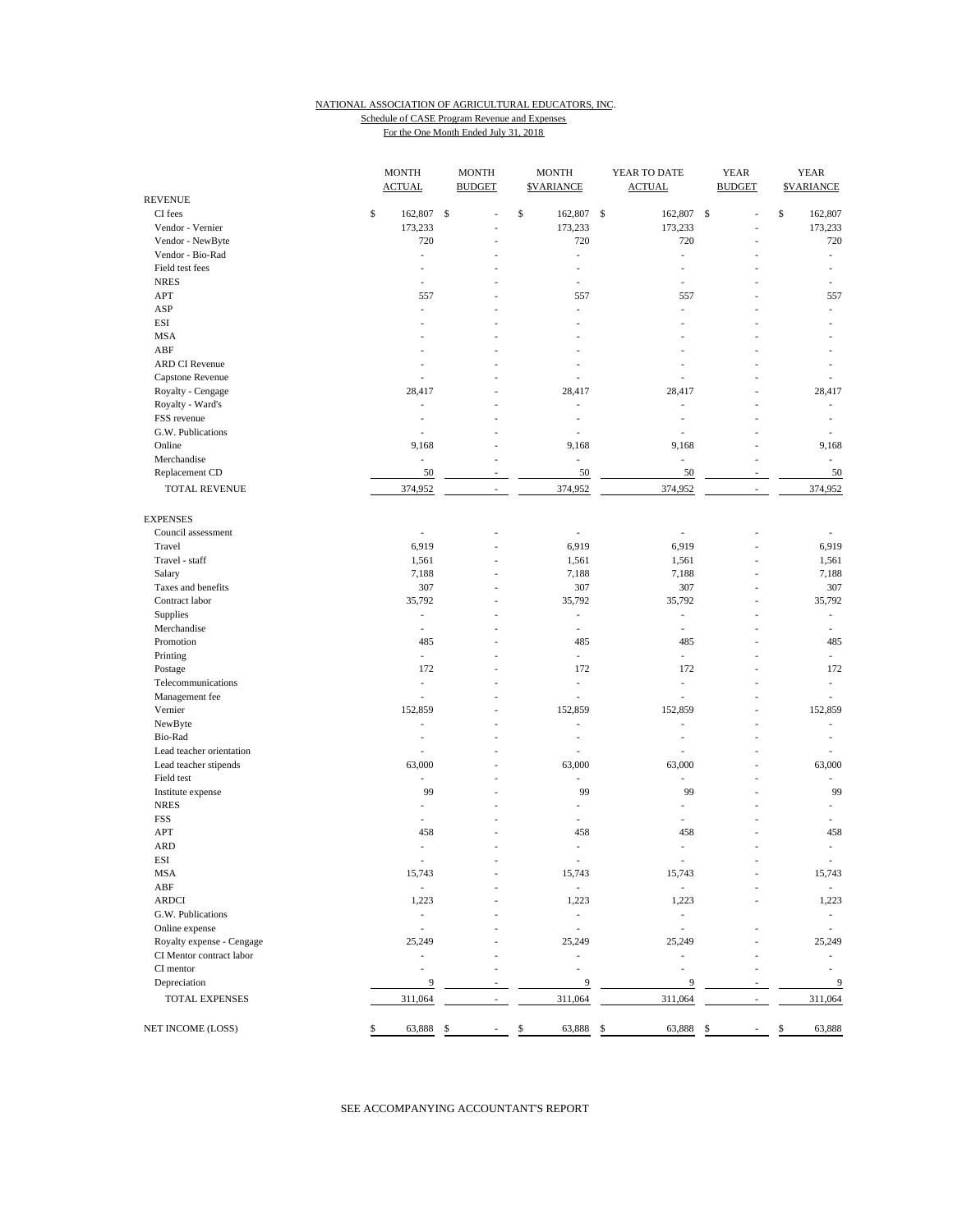NATIONAL ASSOCIATION OF AGRICULTURAL EDUCATORS, INC.

Schedule of CASE Program Revenue and Expenses

For the One Month Ended July 31, 2018

| | MONTH ACTUAL | MONTH BUDGET | MONTH $VARIANCE | YEAR TO DATE ACTUAL | YEAR BUDGET | YEAR $VARIANCE |
|---|---|---|---|---|---|---|
| REVENUE | | | | | | |
| CI fees | $ 162,807 | $ - | $ 162,807 | $ 162,807 | $ - | $ 162,807 |
| Vendor - Vernier | 173,233 | - | 173,233 | 173,233 | - | 173,233 |
| Vendor - NewByte | 720 | - | 720 | 720 | - | 720 |
| Vendor - Bio-Rad | - | - | - | - | - | - |
| Field test fees | - | - | - | - | - | - |
| NRES | - | - | - | - | - | - |
| APT | 557 | - | 557 | 557 | - | 557 |
| ASP | - | - | - | - | - | - |
| ESI | - | - | - | - | - | - |
| MSA | - | - | - | - | - | - |
| ABF | - | - | - | - | - | - |
| ARD CI Revenue | - | - | - | - | - | - |
| Capstone Revenue | - | - | - | - | - | - |
| Royalty - Cengage | 28,417 | - | 28,417 | 28,417 | - | 28,417 |
| Royalty - Ward's | - | - | - | - | - | - |
| FSS revenue | - | - | - | - | - | - |
| G.W. Publications | - | - | - | - | - | - |
| Online | 9,168 | - | 9,168 | 9,168 | - | 9,168 |
| Merchandise | - | - | - | - | - | - |
| Replacement CD | 50 | - | 50 | 50 | - | 50 |
| TOTAL REVENUE | 374,952 | - | 374,952 | 374,952 | - | 374,952 |
| EXPENSES | | | | | | |
| Council assessment | - | - | - | - | - | - |
| Travel | 6,919 | - | 6,919 | 6,919 | - | 6,919 |
| Travel - staff | 1,561 | - | 1,561 | 1,561 | - | 1,561 |
| Salary | 7,188 | - | 7,188 | 7,188 | - | 7,188 |
| Taxes and benefits | 307 | - | 307 | 307 | - | 307 |
| Contract labor | 35,792 | - | 35,792 | 35,792 | - | 35,792 |
| Supplies | - | - | - | - | - | - |
| Merchandise | - | - | - | - | - | - |
| Promotion | 485 | - | 485 | 485 | - | 485 |
| Printing | - | - | - | - | - | - |
| Postage | 172 | - | 172 | 172 | - | 172 |
| Telecommunications | - | - | - | - | - | - |
| Management fee | - | - | - | - | - | - |
| Vernier | 152,859 | - | 152,859 | 152,859 | - | 152,859 |
| NewByte | - | - | - | - | - | - |
| Bio-Rad | - | - | - | - | - | - |
| Lead teacher orientation | - | - | - | - | - | - |
| Lead teacher stipends | 63,000 | - | 63,000 | 63,000 | - | 63,000 |
| Field test | - | - | - | - | - | - |
| Institute expense | 99 | - | 99 | 99 | - | 99 |
| NRES | - | - | - | - | - | - |
| FSS | - | - | - | - | - | - |
| APT | 458 | - | 458 | 458 | - | 458 |
| ARD | - | - | - | - | - | - |
| ESI | - | - | - | - | - | - |
| MSA | 15,743 | - | 15,743 | 15,743 | - | 15,743 |
| ABF | - | - | - | - | - | - |
| ARDCI | 1,223 | - | 1,223 | 1,223 | - | 1,223 |
| G.W. Publications | - | - | - | - | - | - |
| Online expense | - | - | - | - | - | - |
| Royalty expense - Cengage | 25,249 | - | 25,249 | 25,249 | - | 25,249 |
| CI Mentor contract labor | - | - | - | - | - | - |
| CI mentor | - | - | - | - | - | - |
| Depreciation | 9 | - | 9 | 9 | - | 9 |
| TOTAL EXPENSES | 311,064 | - | 311,064 | 311,064 | - | 311,064 |
| NET INCOME (LOSS) | $ 63,888 | $ - | $ 63,888 | $ 63,888 | $ - | $ 63,888 |

SEE ACCOMPANYING ACCOUNTANT'S REPORT